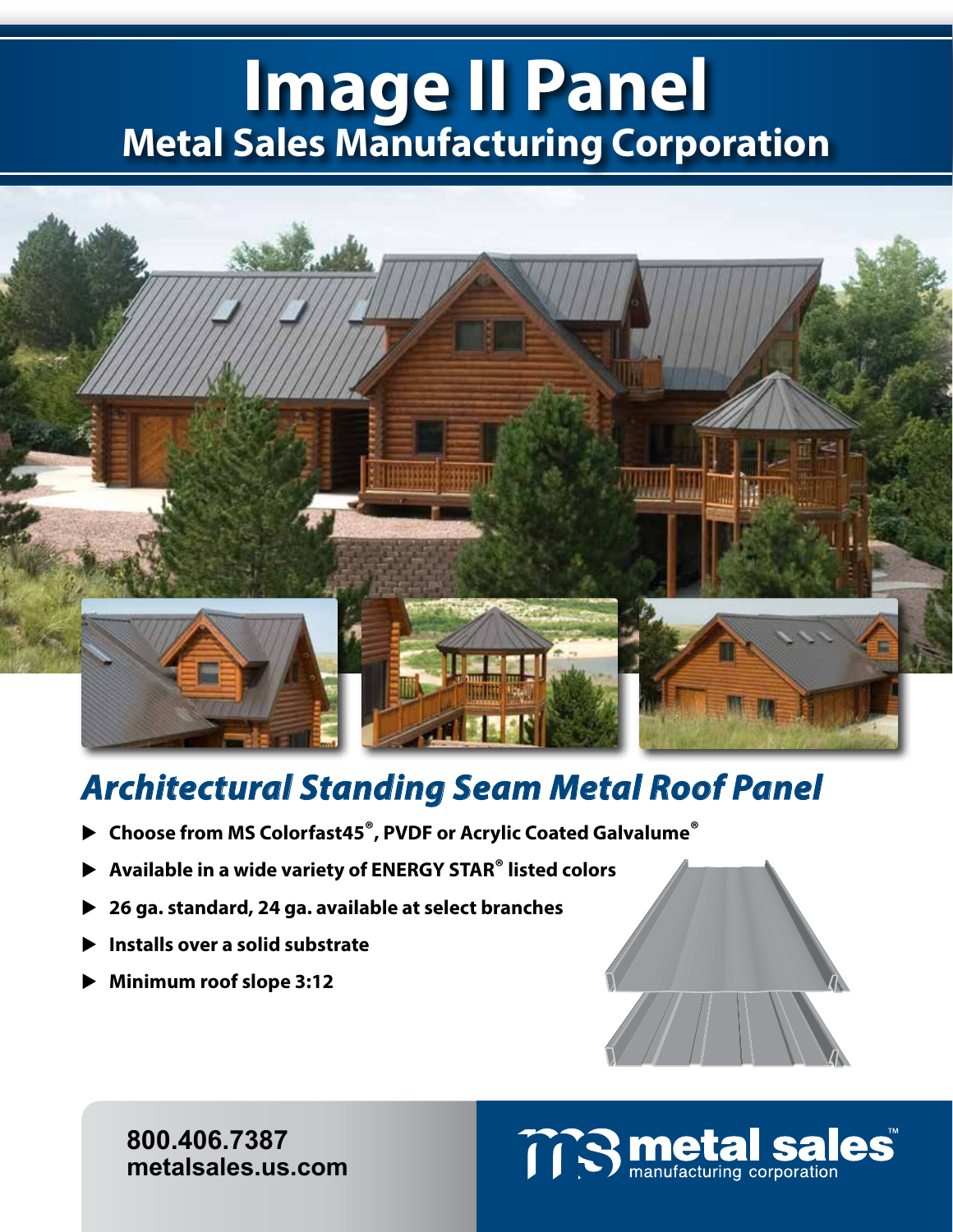# Image II Panel

## Metal Sales Manufacturing Corporation

## *Architectural Standing Seam Metal Roof Panel*

- **Choose from MS Colorfast45®, PVDF or Acrylic Coated Galvalume®**
- **Available in a wide variety of ENERGY STAR® listed colors**
- **26 ga. standard, 24 ga. available at select branches**
- **Installs over a solid substrate**
- **Minimum roof slope 3:12**

**800.406.7387**
**metalsales.us.com**

metal sales™
manufacturing corporation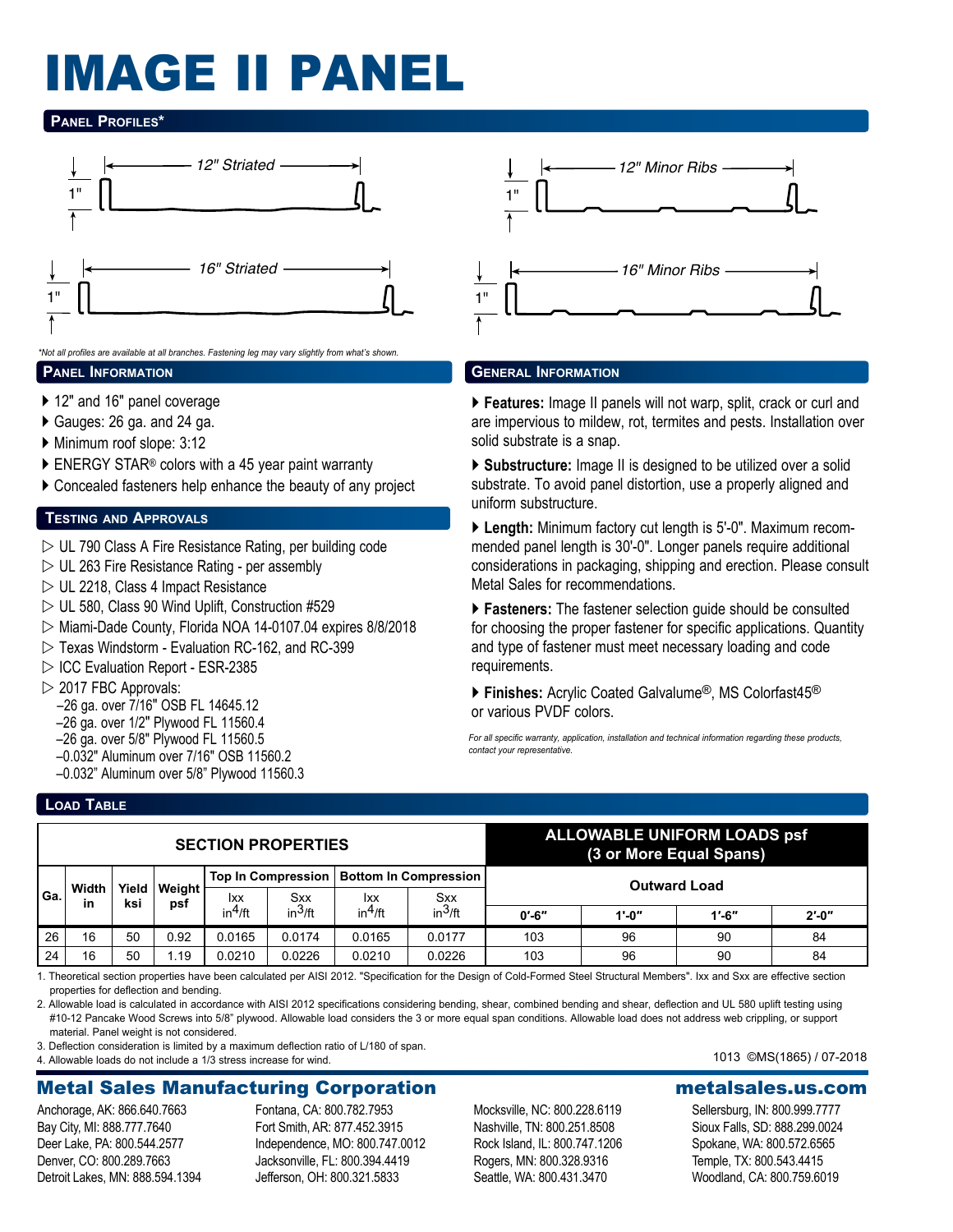# IMAGE II PANEL

## Panel Profiles*

12" Striated
1"

16" Striated
1"

12" Minor Ribs
1"

16" Minor Ribs
1"

*Not all profiles are available at all branches. Fastening leg may vary slightly from what's shown.*

## Panel Information

- 12" and 16" panel coverage
- Gauges: 26 ga. and 24 ga.
- Minimum roof slope: 3:12
- ENERGY STAR® colors with a 45 year paint warranty
- Concealed fasteners help enhance the beauty of any project

## Testing and Approvals

- UL 790 Class A Fire Resistance Rating, per building code
- UL 263 Fire Resistance Rating - per assembly
- UL 2218, Class 4 Impact Resistance
- UL 580, Class 90 Wind Uplift, Construction #529
- Miami-Dade County, Florida NOA 14-0107.04 expires 8/8/2018
- Texas Windstorm - Evaluation RC-162, and RC-399
- ICC Evaluation Report - ESR-2385
- 2017 FBC Approvals:
  - –26 ga. over 7/16" OSB FL 14645.12
  - –26 ga. over 1/2" Plywood FL 11560.4
  - –26 ga. over 5/8" Plywood FL 11560.5
  - –0.032" Aluminum over 7/16" OSB 11560.2
  - –0.032" Aluminum over 5/8" Plywood 11560.3

## General Information

**Features:** Image II panels will not warp, split, crack or curl and are impervious to mildew, rot, termites and pests. Installation over solid substrate is a snap.

**Substructure:** Image II is designed to be utilized over a solid substrate. To avoid panel distortion, use a properly aligned and uniform substructure.

**Length:** Minimum factory cut length is 5'-0". Maximum recommended panel length is 30'-0". Longer panels require additional considerations in packaging, shipping and erection. Please consult Metal Sales for recommendations.

**Fasteners:** The fastener selection guide should be consulted for choosing the proper fastener for specific applications. Quantity and type of fastener must meet necessary loading and code requirements.

**Finishes:** Acrylic Coated Galvalume®, MS Colorfast45® or various PVDF colors.

*For all specific warranty, application, installation and technical information regarding these products, contact your representative.*

## Load Table

| SECTION PROPERTIES | | | | | | | | ALLOWABLE UNIFORM LOADS psf (3 or More Equal Spans) | | | |
|---|---|---|---|---|---|---|---|---|---|---|---|
| | | | | Top In Compression | | Bottom In Compression | | Outward Load | | | |
| Ga. | Width in | Yield ksi | Weight psf | Ixx $in^4/ft$ | Sxx $in^3/ft$ | Ixx $in^4/ft$ | Sxx $in^3/ft$ | 0'-6" | 1'-0" | 1'-6" | 2'-0" |
| 26 | 16 | 50 | 0.92 | 0.0165 | 0.0174 | 0.0165 | 0.0177 | 103 | 96 | 90 | 84 |
| 24 | 16 | 50 | 1.19 | 0.0210 | 0.0226 | 0.0210 | 0.0226 | 103 | 96 | 90 | 84 |

1. Theoretical section properties have been calculated per AISI 2012. "Specification for the Design of Cold-Formed Steel Structural Members". Ixx and Sxx are effective section properties for deflection and bending.
2. Allowable load is calculated in accordance with AISI 2012 specifications considering bending, shear, combined bending and shear, deflection and UL 580 uplift testing using #10-12 Pancake Wood Screws into 5/8" plywood. Allowable load considers the 3 or more equal span conditions. Allowable load does not address web crippling, or support material. Panel weight is not considered.
3. Deflection consideration is limited by a maximum deflection ratio of L/180 of span.
4. Allowable loads do not include a 1/3 stress increase for wind.

1013 ©MS(1865) / 07-2018

**Metal Sales Manufacturing Corporation** — **metalsales.us.com**

Anchorage, AK: 866.640.7663
Bay City, MI: 888.777.7640
Deer Lake, PA: 800.544.2577
Denver, CO: 800.289.7663
Detroit Lakes, MN: 888.594.1394
Fontana, CA: 800.782.7953
Fort Smith, AR: 877.452.3915
Independence, MO: 800.747.0012
Jacksonville, FL: 800.394.4419
Jefferson, OH: 800.321.5833
Mocksville, NC: 800.228.6119
Nashville, TN: 800.251.8508
Rock Island, IL: 800.747.1206
Rogers, MN: 800.328.9316
Seattle, WA: 800.431.3470
Sellersburg, IN: 800.999.7777
Sioux Falls, SD: 888.299.0024
Spokane, WA: 800.572.6565
Temple, TX: 800.543.4415
Woodland, CA: 800.759.6019